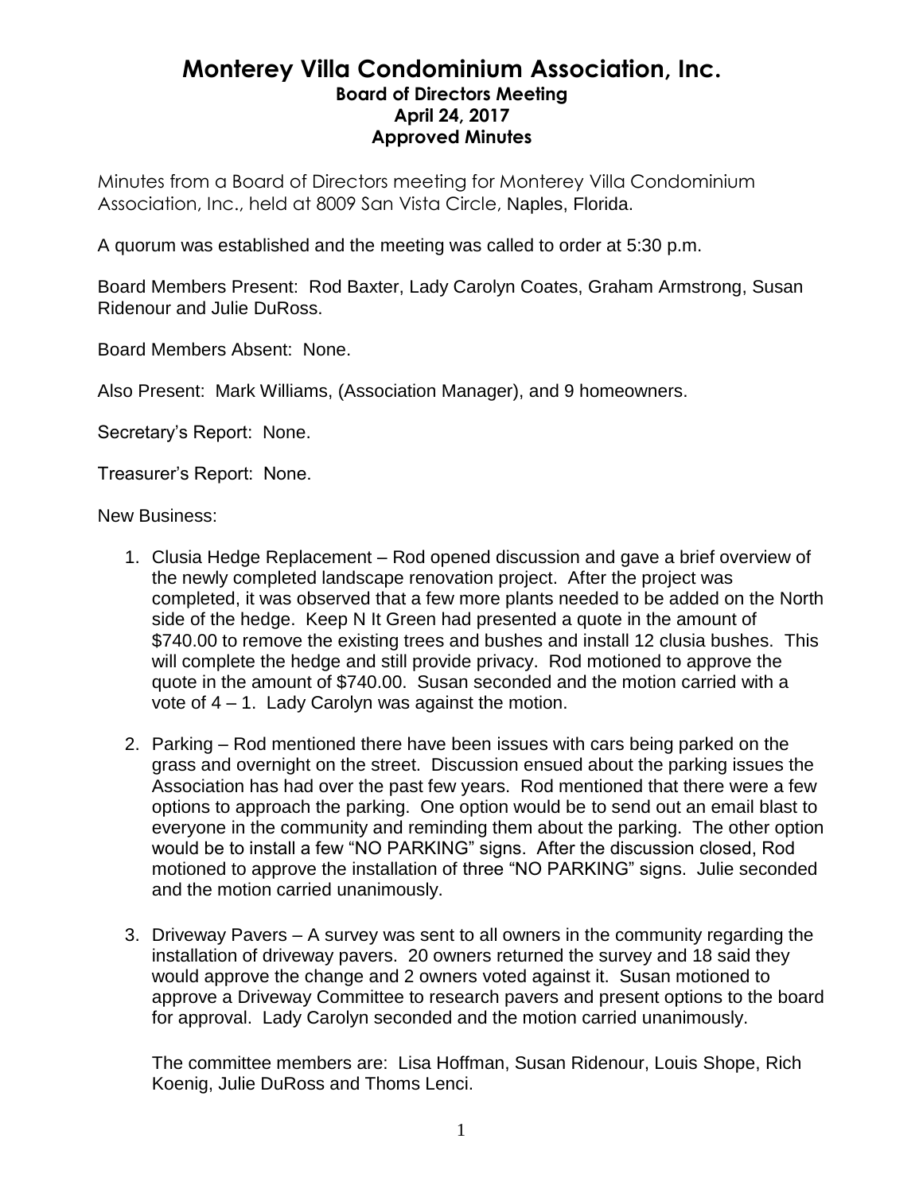# Monterey Villa Condominium Association, Inc.

### Board of Directors Meeting
### April 24, 2017
### Approved Minutes

Minutes from a Board of Directors meeting for Monterey Villa Condominium Association, Inc., held at 8009 San Vista Circle, Naples, Florida.

A quorum was established and the meeting was called to order at 5:30 p.m.

Board Members Present: Rod Baxter, Lady Carolyn Coates, Graham Armstrong, Susan Ridenour and Julie DuRoss.

Board Members Absent: None.

Also Present: Mark Williams, (Association Manager), and 9 homeowners.

Secretary's Report: None.

Treasurer's Report: None.

New Business:

1. Clusia Hedge Replacement – Rod opened discussion and gave a brief overview of the newly completed landscape renovation project. After the project was completed, it was observed that a few more plants needed to be added on the North side of the hedge. Keep N It Green had presented a quote in the amount of $740.00 to remove the existing trees and bushes and install 12 clusia bushes. This will complete the hedge and still provide privacy. Rod motioned to approve the quote in the amount of $740.00. Susan seconded and the motion carried with a vote of 4 – 1. Lady Carolyn was against the motion.

2. Parking – Rod mentioned there have been issues with cars being parked on the grass and overnight on the street. Discussion ensued about the parking issues the Association has had over the past few years. Rod mentioned that there were a few options to approach the parking. One option would be to send out an email blast to everyone in the community and reminding them about the parking. The other option would be to install a few "NO PARKING" signs. After the discussion closed, Rod motioned to approve the installation of three "NO PARKING" signs. Julie seconded and the motion carried unanimously.

3. Driveway Pavers – A survey was sent to all owners in the community regarding the installation of driveway pavers. 20 owners returned the survey and 18 said they would approve the change and 2 owners voted against it. Susan motioned to approve a Driveway Committee to research pavers and present options to the board for approval. Lady Carolyn seconded and the motion carried unanimously.

   The committee members are: Lisa Hoffman, Susan Ridenour, Louis Shope, Rich Koenig, Julie DuRoss and Thoms Lenci.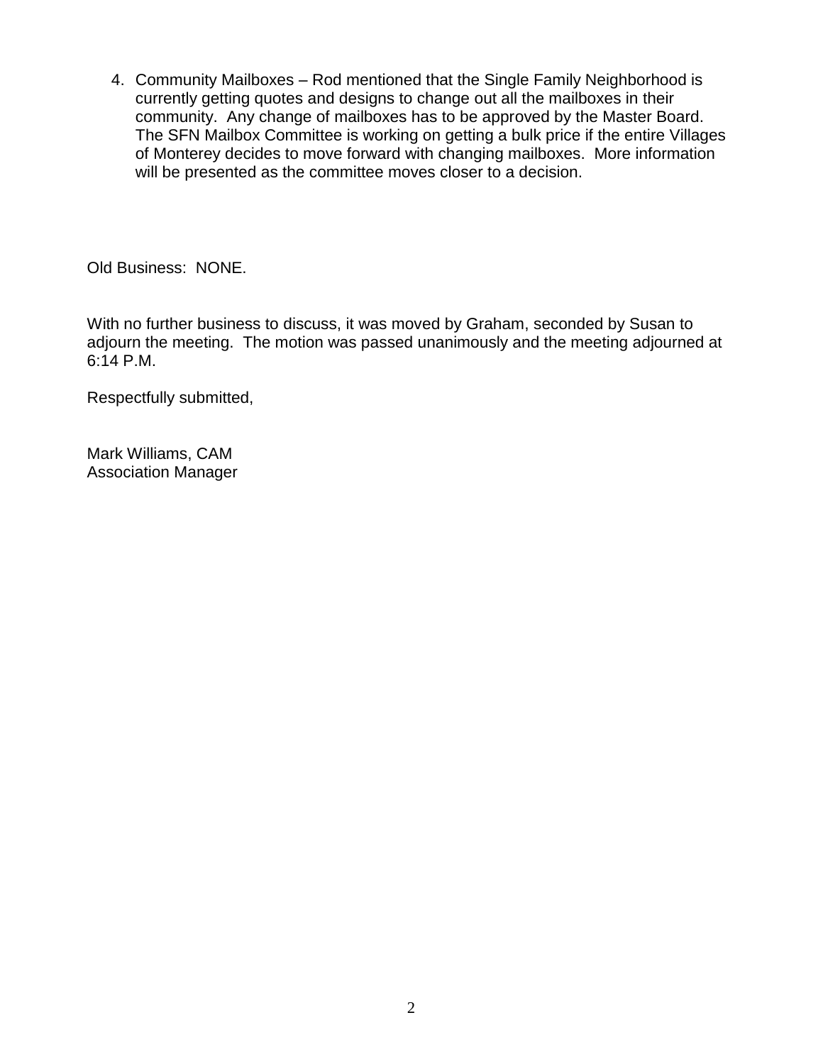4. Community Mailboxes – Rod mentioned that the Single Family Neighborhood is currently getting quotes and designs to change out all the mailboxes in their community. Any change of mailboxes has to be approved by the Master Board. The SFN Mailbox Committee is working on getting a bulk price if the entire Villages of Monterey decides to move forward with changing mailboxes. More information will be presented as the committee moves closer to a decision.

Old Business: NONE.

With no further business to discuss, it was moved by Graham, seconded by Susan to adjourn the meeting. The motion was passed unanimously and the meeting adjourned at 6:14 P.M.

Respectfully submitted,

Mark Williams, CAM
Association Manager